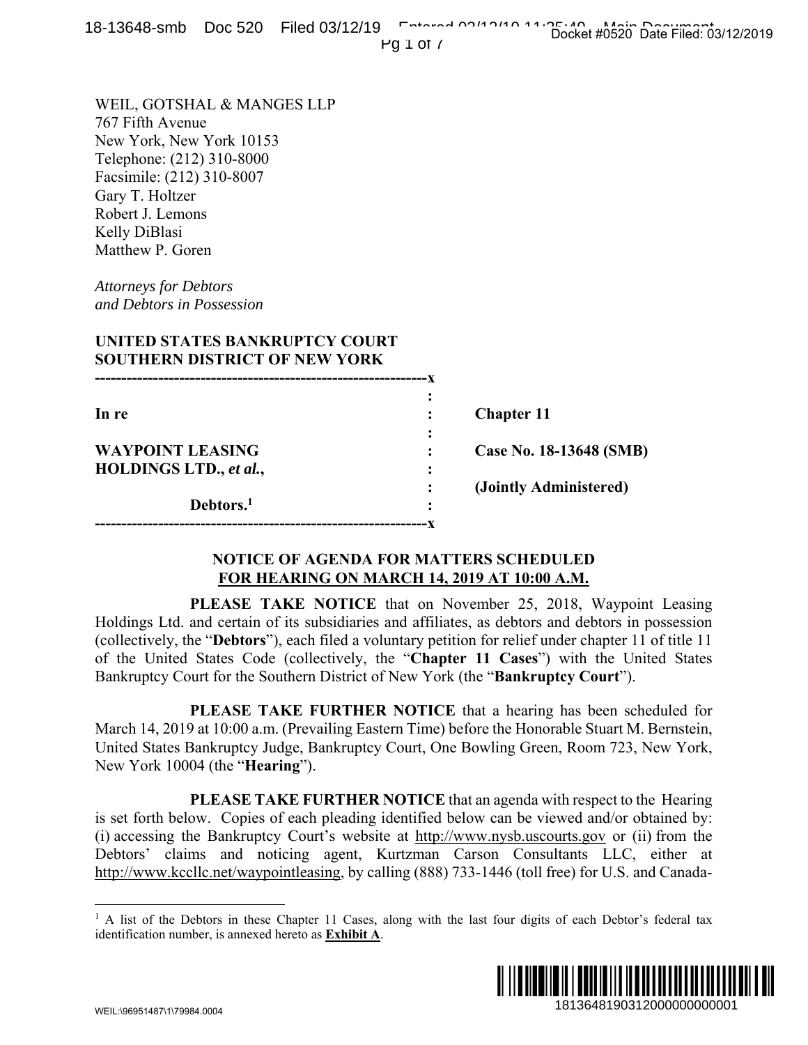WEIL, GOTSHAL & MANGES LLP
767 Fifth Avenue
New York, New York 10153
Telephone: (212) 310-8000
Facsimile: (212) 310-8007
Gary T. Holtzer
Robert J. Lemons
Kelly DiBlasi
Matthew P. Goren

*Attorneys for Debtors*
*and Debtors in Possession*

**UNITED STATES BANKRUPTCY COURT**
**SOUTHERN DISTRICT OF NEW YORK**

| | | |
|---|---|---|
| **In re** | : | **Chapter 11** |
| **WAYPOINT LEASING HOLDINGS LTD.,** ***et al.*****,** | : | **Case No. 18-13648 (SMB)** |
| | : | **(Jointly Administered)** |
| **Debtors.**[1] | : | |

**NOTICE OF AGENDA FOR MATTERS SCHEDULED FOR HEARING ON MARCH 14, 2019 AT 10:00 A.M.**

**PLEASE TAKE NOTICE** that on November 25, 2018, Waypoint Leasing Holdings Ltd. and certain of its subsidiaries and affiliates, as debtors and debtors in possession (collectively, the "**Debtors**"), each filed a voluntary petition for relief under chapter 11 of title 11 of the United States Code (collectively, the "**Chapter 11 Cases**") with the United States Bankruptcy Court for the Southern District of New York (the "**Bankruptcy Court**").

**PLEASE TAKE FURTHER NOTICE** that a hearing has been scheduled for March 14, 2019 at 10:00 a.m. (Prevailing Eastern Time) before the Honorable Stuart M. Bernstein, United States Bankruptcy Judge, Bankruptcy Court, One Bowling Green, Room 723, New York, New York 10004 (the "**Hearing**").

**PLEASE TAKE FURTHER NOTICE** that an agenda with respect to the Hearing is set forth below. Copies of each pleading identified below can be viewed and/or obtained by: (i) accessing the Bankruptcy Court's website at http://www.nysb.uscourts.gov or (ii) from the Debtors' claims and noticing agent, Kurtzman Carson Consultants LLC, either at http://www.kccllc.net/waypointleasing, by calling (888) 733-1446 (toll free) for U.S. and Canada-

---

[1] A list of the Debtors in these Chapter 11 Cases, along with the last four digits of each Debtor's federal tax identification number, is annexed hereto as **Exhibit A**.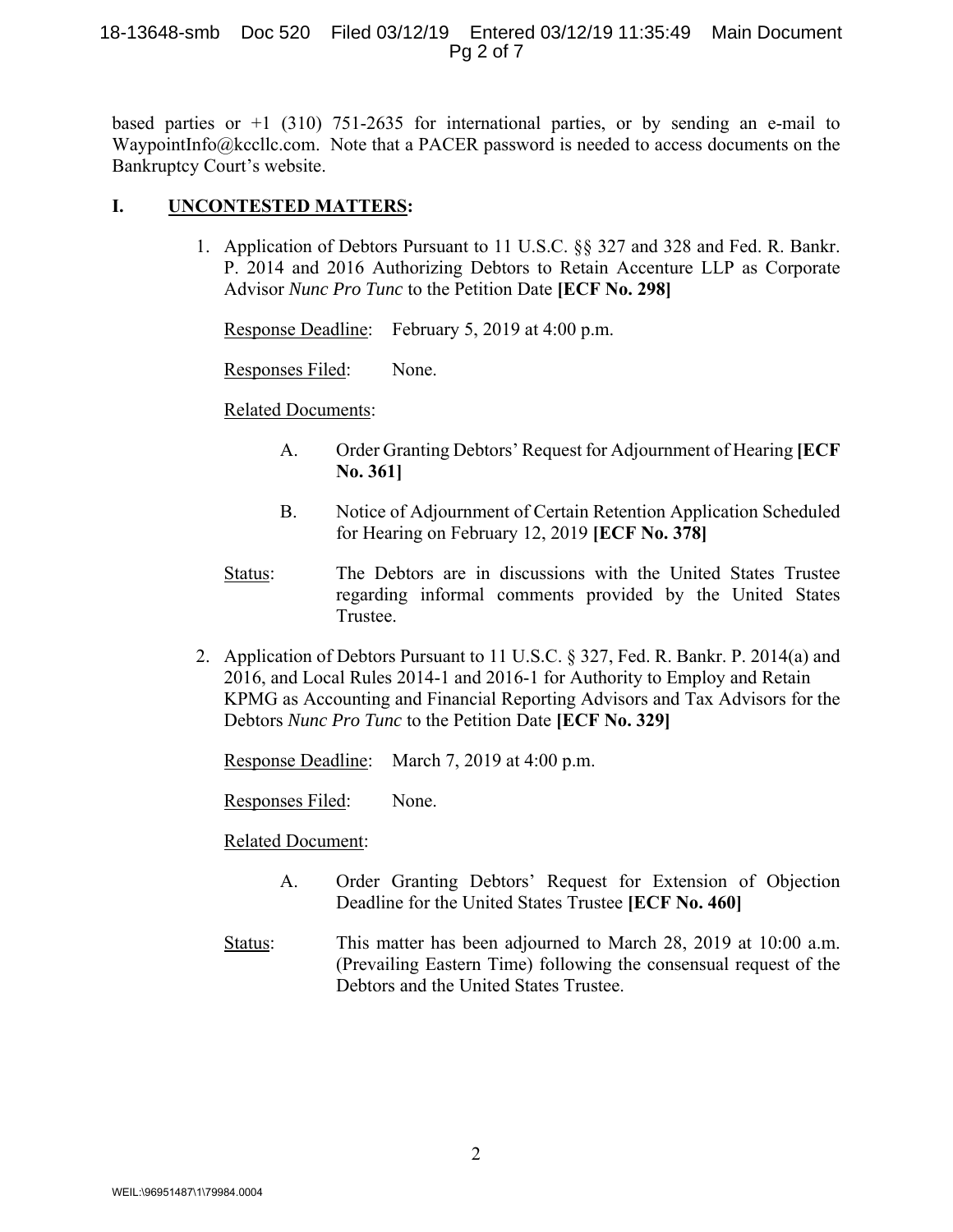based parties or +1 (310) 751-2635 for international parties, or by sending an e-mail to WaypointInfo@kccllc.com. Note that a PACER password is needed to access documents on the Bankruptcy Court's website.

## I. UNCONTESTED MATTERS:

1. Application of Debtors Pursuant to 11 U.S.C. §§ 327 and 328 and Fed. R. Bankr. P. 2014 and 2016 Authorizing Debtors to Retain Accenture LLP as Corporate Advisor *Nunc Pro Tunc* to the Petition Date **[ECF No. 298]**

   Response Deadline: February 5, 2019 at 4:00 p.m.

   Responses Filed: None.

   Related Documents:

   A. Order Granting Debtors' Request for Adjournment of Hearing **[ECF No. 361]**

   B. Notice of Adjournment of Certain Retention Application Scheduled for Hearing on February 12, 2019 **[ECF No. 378]**

   Status: The Debtors are in discussions with the United States Trustee regarding informal comments provided by the United States Trustee.

2. Application of Debtors Pursuant to 11 U.S.C. § 327, Fed. R. Bankr. P. 2014(a) and 2016, and Local Rules 2014-1 and 2016-1 for Authority to Employ and Retain KPMG as Accounting and Financial Reporting Advisors and Tax Advisors for the Debtors *Nunc Pro Tunc* to the Petition Date **[ECF No. 329]**

   Response Deadline: March 7, 2019 at 4:00 p.m.

   Responses Filed: None.

   Related Document:

   A. Order Granting Debtors' Request for Extension of Objection Deadline for the United States Trustee **[ECF No. 460]**

   Status: This matter has been adjourned to March 28, 2019 at 10:00 a.m. (Prevailing Eastern Time) following the consensual request of the Debtors and the United States Trustee.

WEIL:\96951487\1\79984.0004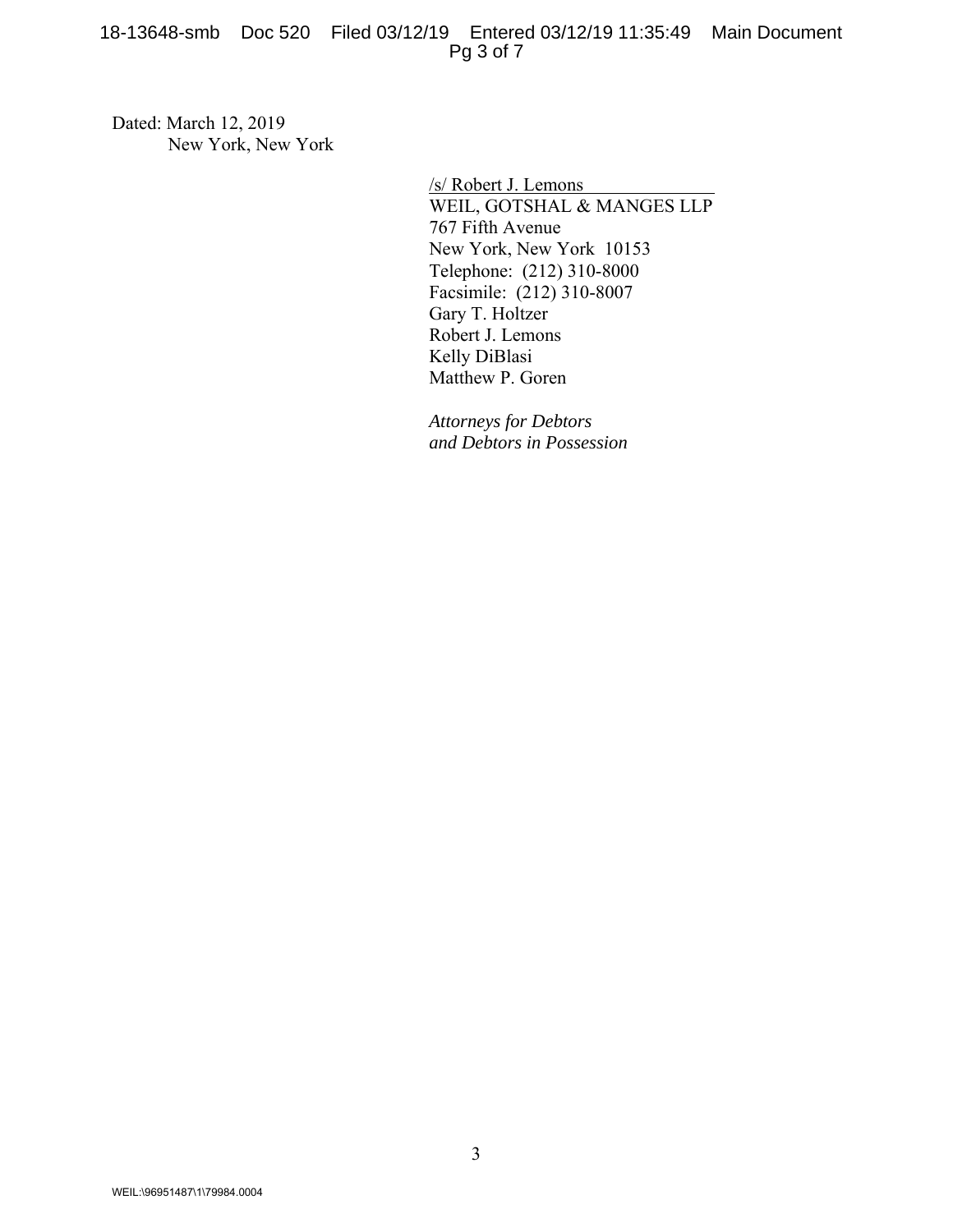Dated: March 12, 2019
New York, New York

/s/ Robert J. Lemons
WEIL, GOTSHAL & MANGES LLP
767 Fifth Avenue
New York, New York 10153
Telephone: (212) 310-8000
Facsimile: (212) 310-8007
Gary T. Holtzer
Robert J. Lemons
Kelly DiBlasi
Matthew P. Goren

*Attorneys for Debtors*
*and Debtors in Possession*

WEIL:\96951487\1\79984.0004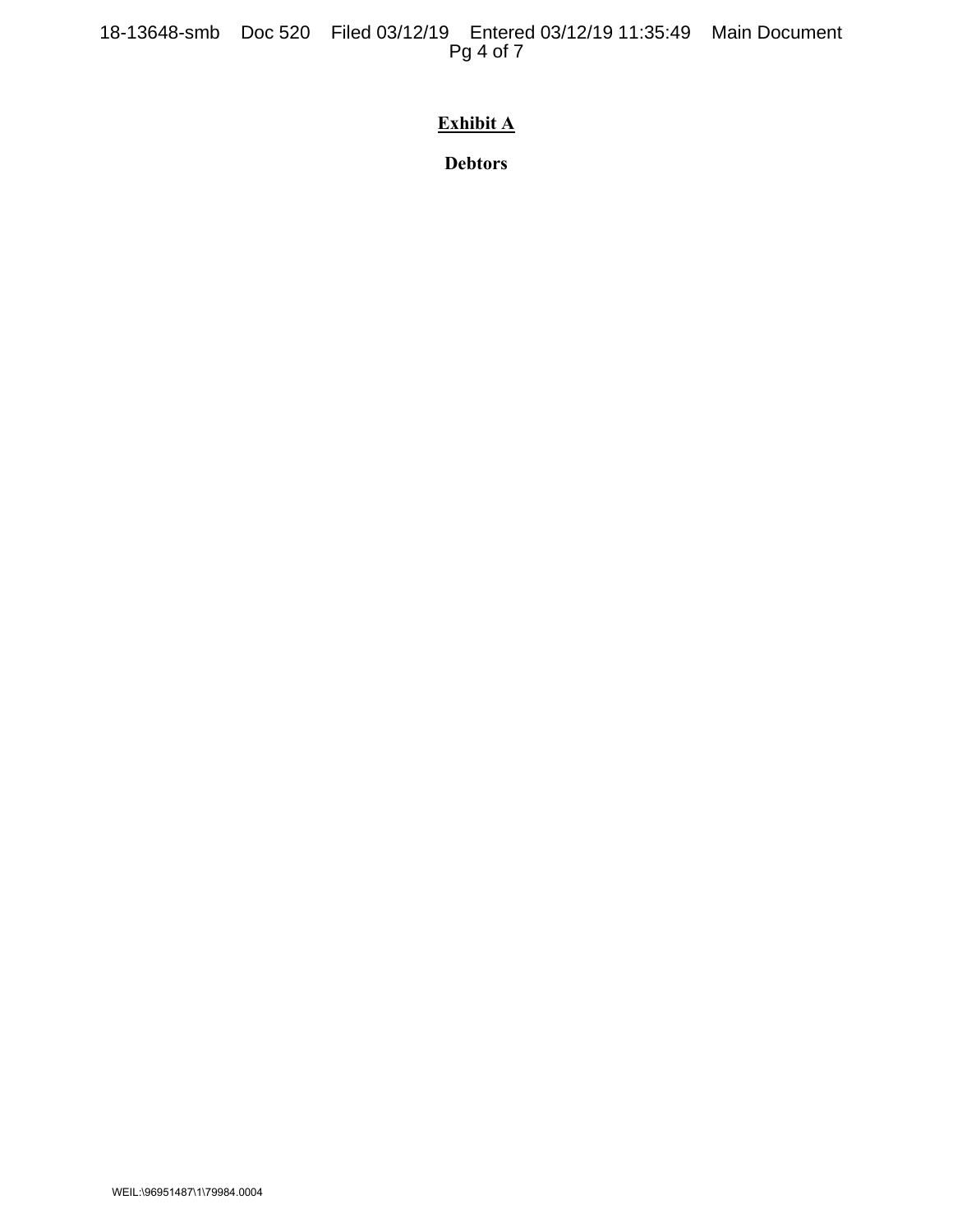**Exhibit A**

**Debtors**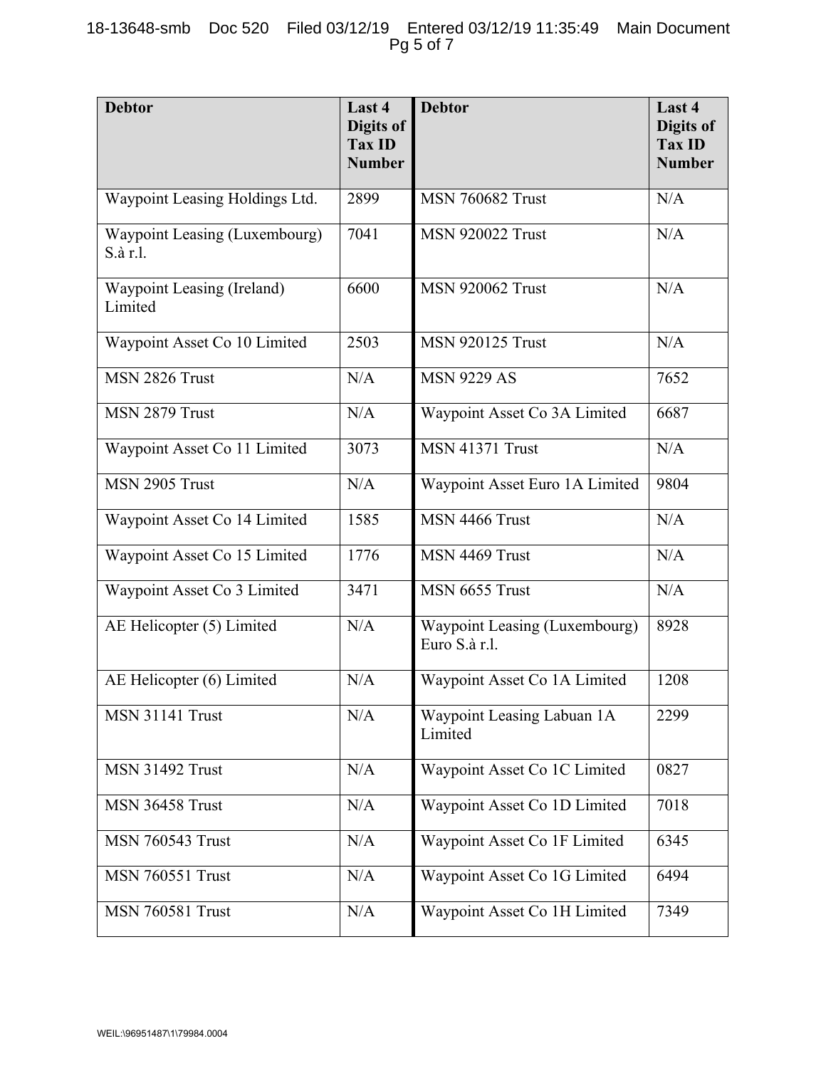| Debtor | Last 4 Digits of Tax ID Number | Debtor | Last 4 Digits of Tax ID Number |
|---|---|---|---|
| Waypoint Leasing Holdings Ltd. | 2899 | MSN 760682 Trust | N/A |
| Waypoint Leasing (Luxembourg) S.à r.l. | 7041 | MSN 920022 Trust | N/A |
| Waypoint Leasing (Ireland) Limited | 6600 | MSN 920062 Trust | N/A |
| Waypoint Asset Co 10 Limited | 2503 | MSN 920125 Trust | N/A |
| MSN 2826 Trust | N/A | MSN 9229 AS | 7652 |
| MSN 2879 Trust | N/A | Waypoint Asset Co 3A Limited | 6687 |
| Waypoint Asset Co 11 Limited | 3073 | MSN 41371 Trust | N/A |
| MSN 2905 Trust | N/A | Waypoint Asset Euro 1A Limited | 9804 |
| Waypoint Asset Co 14 Limited | 1585 | MSN 4466 Trust | N/A |
| Waypoint Asset Co 15 Limited | 1776 | MSN 4469 Trust | N/A |
| Waypoint Asset Co 3 Limited | 3471 | MSN 6655 Trust | N/A |
| AE Helicopter (5) Limited | N/A | Waypoint Leasing (Luxembourg) Euro S.à r.l. | 8928 |
| AE Helicopter (6) Limited | N/A | Waypoint Asset Co 1A Limited | 1208 |
| MSN 31141 Trust | N/A | Waypoint Leasing Labuan 1A Limited | 2299 |
| MSN 31492 Trust | N/A | Waypoint Asset Co 1C Limited | 0827 |
| MSN 36458 Trust | N/A | Waypoint Asset Co 1D Limited | 7018 |
| MSN 760543 Trust | N/A | Waypoint Asset Co 1F Limited | 6345 |
| MSN 760551 Trust | N/A | Waypoint Asset Co 1G Limited | 6494 |
| MSN 760581 Trust | N/A | Waypoint Asset Co 1H Limited | 7349 |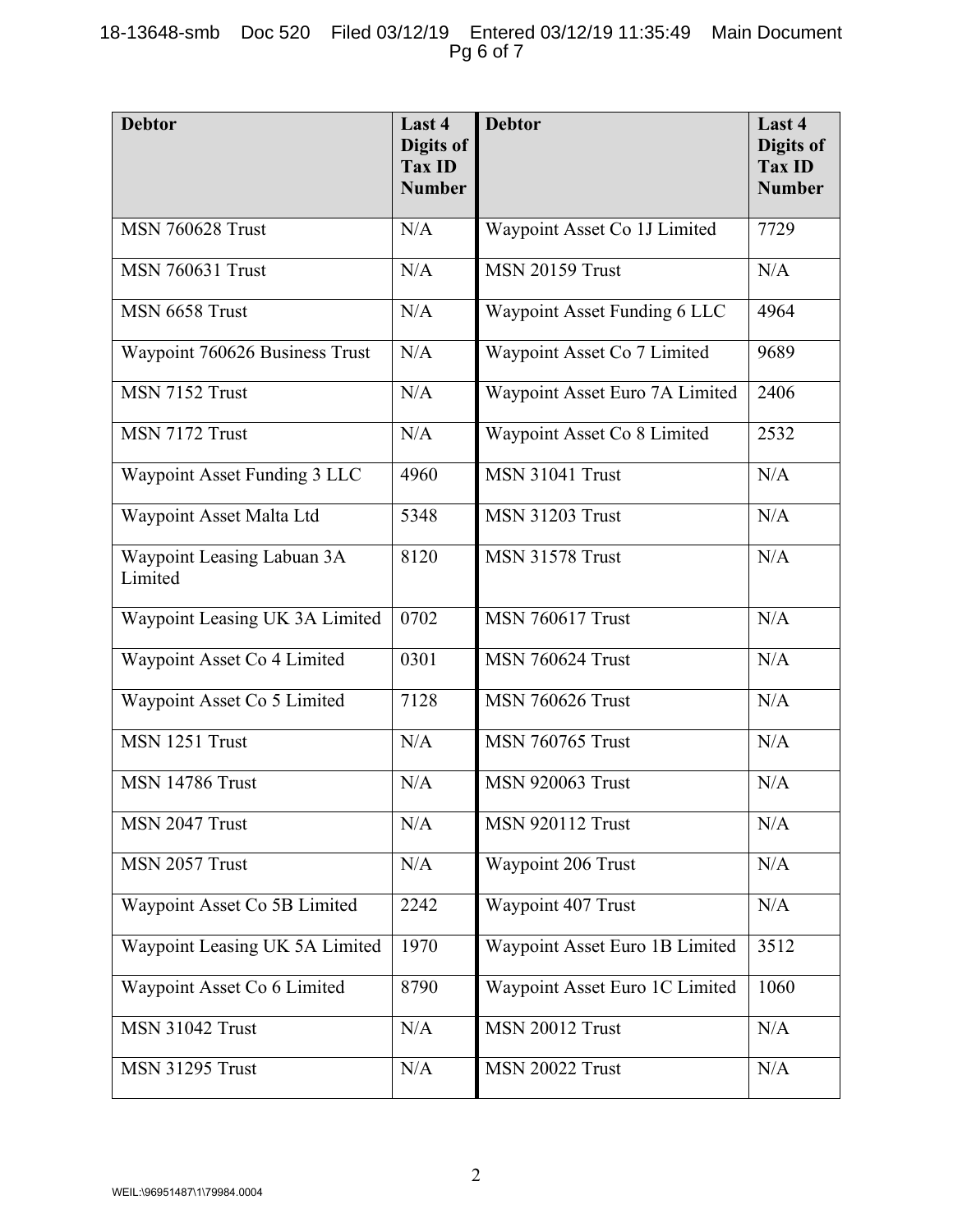| Debtor | Last 4 Digits of Tax ID Number | Debtor | Last 4 Digits of Tax ID Number |
|---|---|---|---|
| MSN 760628 Trust | N/A | Waypoint Asset Co 1J Limited | 7729 |
| MSN 760631 Trust | N/A | MSN 20159 Trust | N/A |
| MSN 6658 Trust | N/A | Waypoint Asset Funding 6 LLC | 4964 |
| Waypoint 760626 Business Trust | N/A | Waypoint Asset Co 7 Limited | 9689 |
| MSN 7152 Trust | N/A | Waypoint Asset Euro 7A Limited | 2406 |
| MSN 7172 Trust | N/A | Waypoint Asset Co 8 Limited | 2532 |
| Waypoint Asset Funding 3 LLC | 4960 | MSN 31041 Trust | N/A |
| Waypoint Asset Malta Ltd | 5348 | MSN 31203 Trust | N/A |
| Waypoint Leasing Labuan 3A Limited | 8120 | MSN 31578 Trust | N/A |
| Waypoint Leasing UK 3A Limited | 0702 | MSN 760617 Trust | N/A |
| Waypoint Asset Co 4 Limited | 0301 | MSN 760624 Trust | N/A |
| Waypoint Asset Co 5 Limited | 7128 | MSN 760626 Trust | N/A |
| MSN 1251 Trust | N/A | MSN 760765 Trust | N/A |
| MSN 14786 Trust | N/A | MSN 920063 Trust | N/A |
| MSN 2047 Trust | N/A | MSN 920112 Trust | N/A |
| MSN 2057 Trust | N/A | Waypoint 206 Trust | N/A |
| Waypoint Asset Co 5B Limited | 2242 | Waypoint 407 Trust | N/A |
| Waypoint Leasing UK 5A Limited | 1970 | Waypoint Asset Euro 1B Limited | 3512 |
| Waypoint Asset Co 6 Limited | 8790 | Waypoint Asset Euro 1C Limited | 1060 |
| MSN 31042 Trust | N/A | MSN 20012 Trust | N/A |
| MSN 31295 Trust | N/A | MSN 20022 Trust | N/A |

WEIL:\96951487\1\79984.0004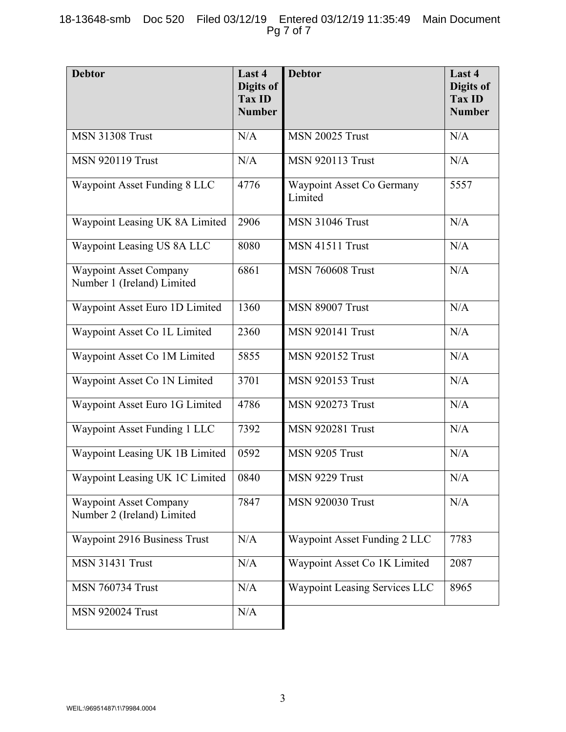| Debtor | Last 4 Digits of Tax ID Number | Debtor | Last 4 Digits of Tax ID Number |
|---|---|---|---|
| MSN 31308 Trust | N/A | MSN 20025 Trust | N/A |
| MSN 920119 Trust | N/A | MSN 920113 Trust | N/A |
| Waypoint Asset Funding 8 LLC | 4776 | Waypoint Asset Co Germany Limited | 5557 |
| Waypoint Leasing UK 8A Limited | 2906 | MSN 31046 Trust | N/A |
| Waypoint Leasing US 8A LLC | 8080 | MSN 41511 Trust | N/A |
| Waypoint Asset Company Number 1 (Ireland) Limited | 6861 | MSN 760608 Trust | N/A |
| Waypoint Asset Euro 1D Limited | 1360 | MSN 89007 Trust | N/A |
| Waypoint Asset Co 1L Limited | 2360 | MSN 920141 Trust | N/A |
| Waypoint Asset Co 1M Limited | 5855 | MSN 920152 Trust | N/A |
| Waypoint Asset Co 1N Limited | 3701 | MSN 920153 Trust | N/A |
| Waypoint Asset Euro 1G Limited | 4786 | MSN 920273 Trust | N/A |
| Waypoint Asset Funding 1 LLC | 7392 | MSN 920281 Trust | N/A |
| Waypoint Leasing UK 1B Limited | 0592 | MSN 9205 Trust | N/A |
| Waypoint Leasing UK 1C Limited | 0840 | MSN 9229 Trust | N/A |
| Waypoint Asset Company Number 2 (Ireland) Limited | 7847 | MSN 920030 Trust | N/A |
| Waypoint 2916 Business Trust | N/A | Waypoint Asset Funding 2 LLC | 7783 |
| MSN 31431 Trust | N/A | Waypoint Asset Co 1K Limited | 2087 |
| MSN 760734 Trust | N/A | Waypoint Leasing Services LLC | 8965 |
| MSN 920024 Trust | N/A | | |

WEIL:\96951487\1\79984.0004